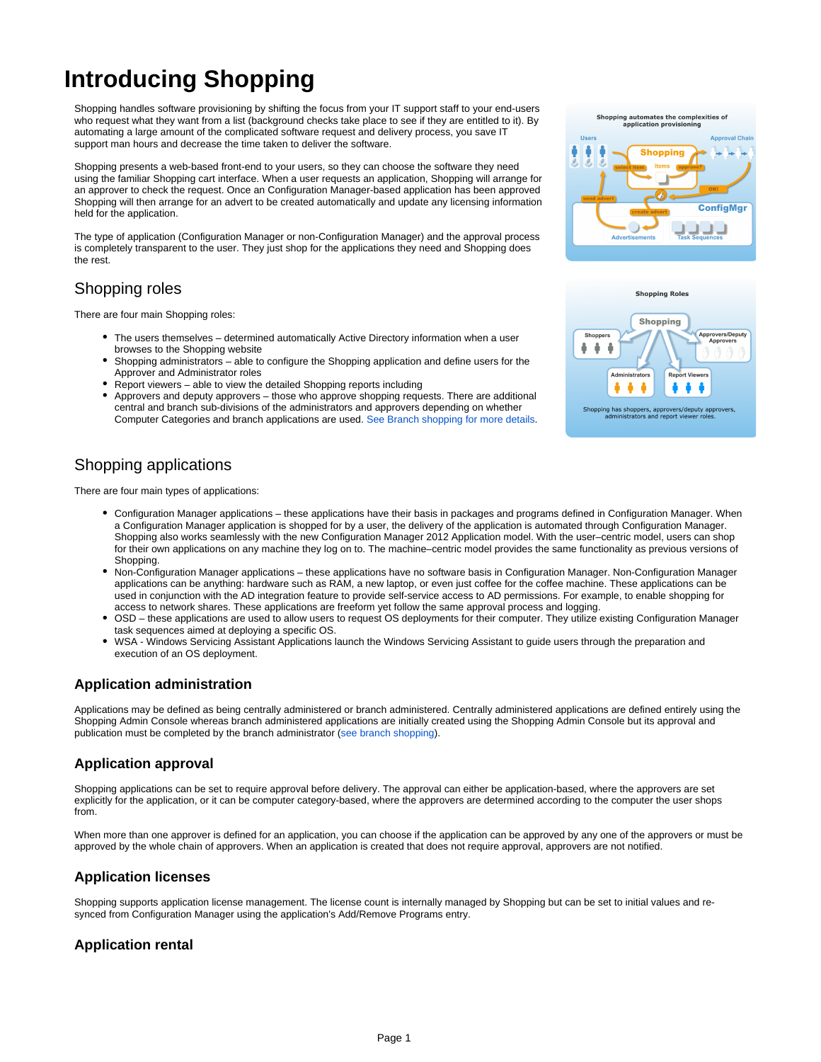# Introducing Shopping

Shopping handles software provisioning by shifting the focus from your IT support staff to your end-users who request what they want from a list (background checks take place to see if they are entitled to it). By automating a large amount of the complicated software request and delivery process, you save IT support man hours and decrease the time taken to deliver the software.

Shopping presents a web-based front-end to your users, so they can choose the software they need using the familiar Shopping cart interface. When a user requests an application, Shopping will arrange for an approver to check the request. Once an Configuration Manager-based application has been approved Shopping will then arrange for an advert to be created automatically and update any licensing information held for the application.

The type of application (Configuration Manager or non-Configuration Manager) and the approval process is completely transparent to the user. They just shop for the applications they need and Shopping does the rest.

## Shopping roles

There are four main Shopping roles:

- The users themselves – determined automatically Active Directory information when a user browses to the Shopping website
- Shopping administrators – able to configure the Shopping application and define users for the Approver and Administrator roles
- Report viewers – able to view the detailed Shopping reports including
- Approvers and deputy approvers – those who approve shopping requests. There are additional central and branch sub-divisions of the administrators and approvers depending on whether Computer Categories and branch applications are used. See Branch shopping for more details.

## Shopping applications

There are four main types of applications:

- Configuration Manager applications – these applications have their basis in packages and programs defined in Configuration Manager. When a Configuration Manager application is shopped for by a user, the delivery of the application is automated through Configuration Manager. Shopping also works seamlessly with the new Configuration Manager 2012 Application model. With the user–centric model, users can shop for their own applications on any machine they log on to. The machine–centric model provides the same functionality as previous versions of Shopping.
- Non-Configuration Manager applications – these applications have no software basis in Configuration Manager. Non-Configuration Manager applications can be anything: hardware such as RAM, a new laptop, or even just coffee for the coffee machine. These applications can be used in conjunction with the AD integration feature to provide self-service access to AD permissions. For example, to enable shopping for access to network shares. These applications are freeform yet follow the same approval process and logging.
- OSD – these applications are used to allow users to request OS deployments for their computer. They utilize existing Configuration Manager task sequences aimed at deploying a specific OS.
- WSA - Windows Servicing Assistant Applications launch the Windows Servicing Assistant to guide users through the preparation and execution of an OS deployment.

### Application administration

Applications may be defined as being centrally administered or branch administered. Centrally administered applications are defined entirely using the Shopping Admin Console whereas branch administered applications are initially created using the Shopping Admin Console but its approval and publication must be completed by the branch administrator (see branch shopping).

### Application approval

Shopping applications can be set to require approval before delivery. The approval can either be application-based, where the approvers are set explicitly for the application, or it can be computer category-based, where the approvers are determined according to the computer the user shops from.

When more than one approver is defined for an application, you can choose if the application can be approved by any one of the approvers or must be approved by the whole chain of approvers. When an application is created that does not require approval, approvers are not notified.

### Application licenses

Shopping supports application license management. The license count is internally managed by Shopping but can be set to initial values and re-synced from Configuration Manager using the application's Add/Remove Programs entry.

### Application rental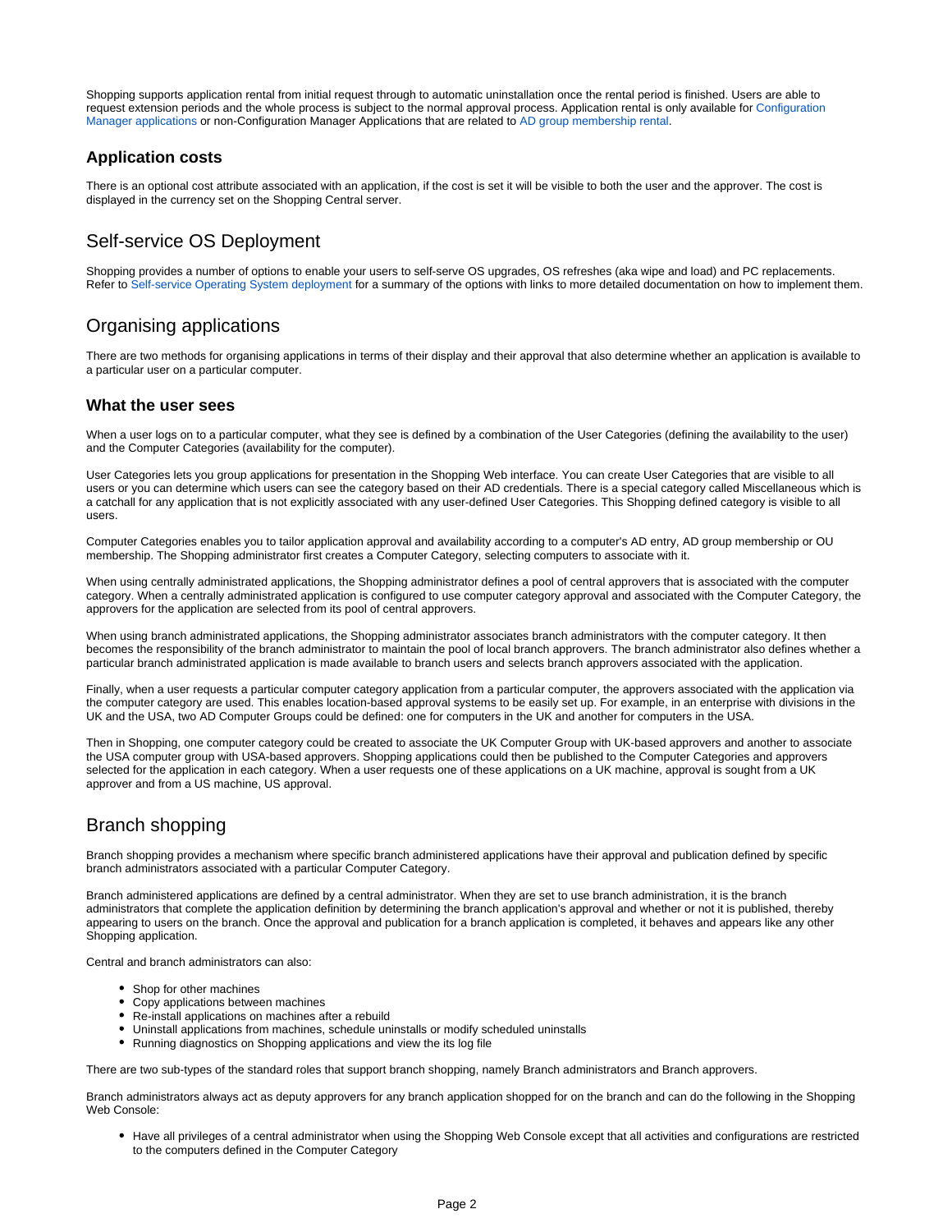Shopping supports application rental from initial request through to automatic uninstallation once the rental period is finished. Users are able to request extension periods and the whole process is subject to the normal approval process. Application rental is only available for Configuration Manager applications or non-Configuration Manager Applications that are related to AD group membership rental.

### Application costs

There is an optional cost attribute associated with an application, if the cost is set it will be visible to both the user and the approver. The cost is displayed in the currency set on the Shopping Central server.

## Self-service OS Deployment

Shopping provides a number of options to enable your users to self-serve OS upgrades, OS refreshes (aka wipe and load) and PC replacements. Refer to Self-service Operating System deployment for a summary of the options with links to more detailed documentation on how to implement them.

## Organising applications

There are two methods for organising applications in terms of their display and their approval that also determine whether an application is available to a particular user on a particular computer.

### What the user sees

When a user logs on to a particular computer, what they see is defined by a combination of the User Categories (defining the availability to the user) and the Computer Categories (availability for the computer).

User Categories lets you group applications for presentation in the Shopping Web interface. You can create User Categories that are visible to all users or you can determine which users can see the category based on their AD credentials. There is a special category called Miscellaneous which is a catchall for any application that is not explicitly associated with any user-defined User Categories. This Shopping defined category is visible to all users.

Computer Categories enables you to tailor application approval and availability according to a computer's AD entry, AD group membership or OU membership. The Shopping administrator first creates a Computer Category, selecting computers to associate with it.

When using centrally administrated applications, the Shopping administrator defines a pool of central approvers that is associated with the computer category. When a centrally administrated application is configured to use computer category approval and associated with the Computer Category, the approvers for the application are selected from its pool of central approvers.

When using branch administrated applications, the Shopping administrator associates branch administrators with the computer category. It then becomes the responsibility of the branch administrator to maintain the pool of local branch approvers. The branch administrator also defines whether a particular branch administrated application is made available to branch users and selects branch approvers associated with the application.

Finally, when a user requests a particular computer category application from a particular computer, the approvers associated with the application via the computer category are used. This enables location-based approval systems to be easily set up. For example, in an enterprise with divisions in the UK and the USA, two AD Computer Groups could be defined: one for computers in the UK and another for computers in the USA.

Then in Shopping, one computer category could be created to associate the UK Computer Group with UK-based approvers and another to associate the USA computer group with USA-based approvers. Shopping applications could then be published to the Computer Categories and approvers selected for the application in each category. When a user requests one of these applications on a UK machine, approval is sought from a UK approver and from a US machine, US approval.

## Branch shopping

Branch shopping provides a mechanism where specific branch administered applications have their approval and publication defined by specific branch administrators associated with a particular Computer Category.

Branch administered applications are defined by a central administrator. When they are set to use branch administration, it is the branch administrators that complete the application definition by determining the branch application's approval and whether or not it is published, thereby appearing to users on the branch. Once the approval and publication for a branch application is completed, it behaves and appears like any other Shopping application.

Central and branch administrators can also:

- Shop for other machines
- Copy applications between machines
- Re-install applications on machines after a rebuild
- Uninstall applications from machines, schedule uninstalls or modify scheduled uninstalls
- Running diagnostics on Shopping applications and view the its log file

There are two sub-types of the standard roles that support branch shopping, namely Branch administrators and Branch approvers.

Branch administrators always act as deputy approvers for any branch application shopped for on the branch and can do the following in the Shopping Web Console:

- Have all privileges of a central administrator when using the Shopping Web Console except that all activities and configurations are restricted to the computers defined in the Computer Category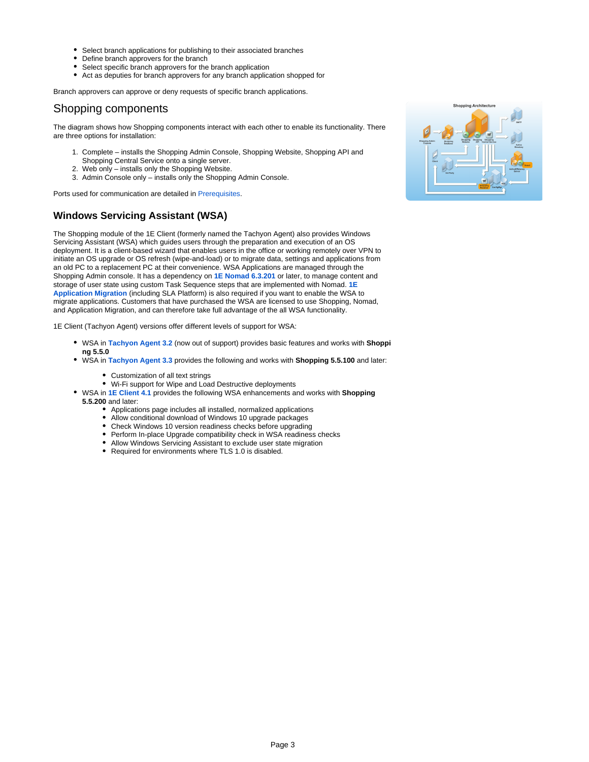- Select branch applications for publishing to their associated branches
- Define branch approvers for the branch
- Select specific branch approvers for the branch application
- Act as deputies for branch approvers for any branch application shopped for

Branch approvers can approve or deny requests of specific branch applications.

## Shopping components

The diagram shows how Shopping components interact with each other to enable its functionality. There are three options for installation:

1. Complete – installs the Shopping Admin Console, Shopping Website, Shopping API and Shopping Central Service onto a single server.
2. Web only – installs only the Shopping Website.
3. Admin Console only – installs only the Shopping Admin Console.

Ports used for communication are detailed in Prerequisites.

### Windows Servicing Assistant (WSA)

The Shopping module of the 1E Client (formerly named the Tachyon Agent) also provides Windows Servicing Assistant (WSA) which guides users through the preparation and execution of an OS deployment. It is a client-based wizard that enables users in the office or working remotely over VPN to initiate an OS upgrade or OS refresh (wipe-and-load) or to migrate data, settings and applications from an old PC to a replacement PC at their convenience. WSA Applications are managed through the Shopping Admin console. It has a dependency on **1E Nomad 6.3.201** or later, to manage content and storage of user state using custom Task Sequence steps that are implemented with Nomad. **1E Application Migration** (including SLA Platform) is also required if you want to enable the WSA to migrate applications. Customers that have purchased the WSA are licensed to use Shopping, Nomad, and Application Migration, and can therefore take full advantage of the all WSA functionality.

1E Client (Tachyon Agent) versions offer different levels of support for WSA:

- WSA in **Tachyon Agent 3.2** (now out of support) provides basic features and works with **Shopping 5.5.0**
- WSA in **Tachyon Agent 3.3** provides the following and works with **Shopping 5.5.100** and later:
  - Customization of all text strings
  - Wi-Fi support for Wipe and Load Destructive deployments
- WSA in **1E Client 4.1** provides the following WSA enhancements and works with **Shopping 5.5.200** and later:
  - Applications page includes all installed, normalized applications
  - Allow conditional download of Windows 10 upgrade packages
  - Check Windows 10 version readiness checks before upgrading
  - Perform In-place Upgrade compatibility check in WSA readiness checks
  - Allow Windows Servicing Assistant to exclude user state migration
  - Required for environments where TLS 1.0 is disabled.